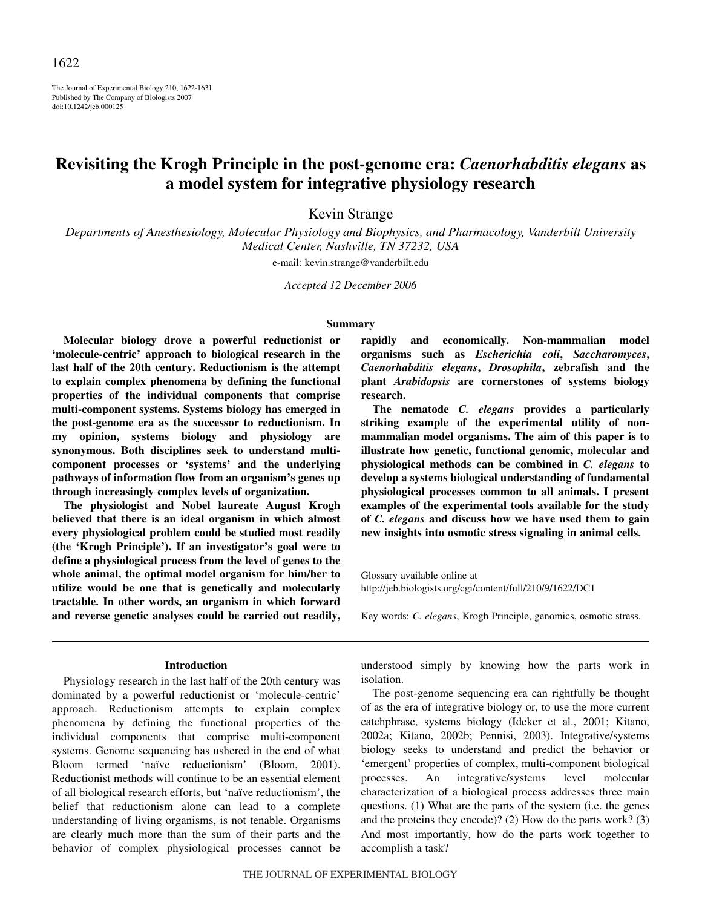# Revisiting the Krogh Principle in the post-genome era: *Caenorhabditis elegans* as a model system for integrative physiology research

Kevin Strange

*Departments of Anesthesiology, Molecular Physiology and Biophysics, and Pharmacology, Vanderbilt University Medical Center, Nashville, TN 37232, USA*

e-mail: kevin.strange@vanderbilt.edu

*Accepted 12 December 2006*

## Summary

**Molecular biology drove a powerful reductionist or 'molecule-centric' approach to biological research in the last half of the 20th century. Reductionism is the attempt to explain complex phenomena by defining the functional properties of the individual components that comprise multi-component systems. Systems biology has emerged in the post-genome era as the successor to reductionism. In my opinion, systems biology and physiology are synonymous. Both disciplines seek to understand multi-component processes or 'systems' and the underlying pathways of information flow from an organism's genes up through increasingly complex levels of organization.**

**The physiologist and Nobel laureate August Krogh believed that there is an ideal organism in which almost every physiological problem could be studied most readily (the 'Krogh Principle'). If an investigator's goal were to define a physiological process from the level of genes to the whole animal, the optimal model organism for him/her to utilize would be one that is genetically and molecularly tractable. In other words, an organism in which forward and reverse genetic analyses could be carried out readily, rapidly and economically. Non-mammalian model organisms such as *Escherichia coli*, *Saccharomyces*, *Caenorhabditis elegans*, *Drosophila*, zebrafish and the plant *Arabidopsis* are cornerstones of systems biology research.**

**The nematode *C. elegans* provides a particularly striking example of the experimental utility of non-mammalian model organisms. The aim of this paper is to illustrate how genetic, functional genomic, molecular and physiological methods can be combined in *C. elegans* to develop a systems biological understanding of fundamental physiological processes common to all animals. I present examples of the experimental tools available for the study of *C. elegans* and discuss how we have used them to gain new insights into osmotic stress signaling in animal cells.**

Glossary available online at http://jeb.biologists.org/cgi/content/full/210/9/1622/DC1

Key words: *C. elegans*, Krogh Principle, genomics, osmotic stress.

## Introduction

Physiology research in the last half of the 20th century was dominated by a powerful reductionist or 'molecule-centric' approach. Reductionism attempts to explain complex phenomena by defining the functional properties of the individual components that comprise multi-component systems. Genome sequencing has ushered in the end of what Bloom termed 'naïve reductionism' (Bloom, 2001). Reductionist methods will continue to be an essential element of all biological research efforts, but 'naïve reductionism', the belief that reductionism alone can lead to a complete understanding of living organisms, is not tenable. Organisms are clearly much more than the sum of their parts and the behavior of complex physiological processes cannot be understood simply by knowing how the parts work in isolation.

The post-genome sequencing era can rightfully be thought of as the era of integrative biology or, to use the more current catchphrase, systems biology (Ideker et al., 2001; Kitano, 2002a; Kitano, 2002b; Pennisi, 2003). Integrative/systems biology seeks to understand and predict the behavior or 'emergent' properties of complex, multi-component biological processes. An integrative/systems level molecular characterization of a biological process addresses three main questions. (1) What are the parts of the system (i.e. the genes and the proteins they encode)? (2) How do the parts work? (3) And most importantly, how do the parts work together to accomplish a task?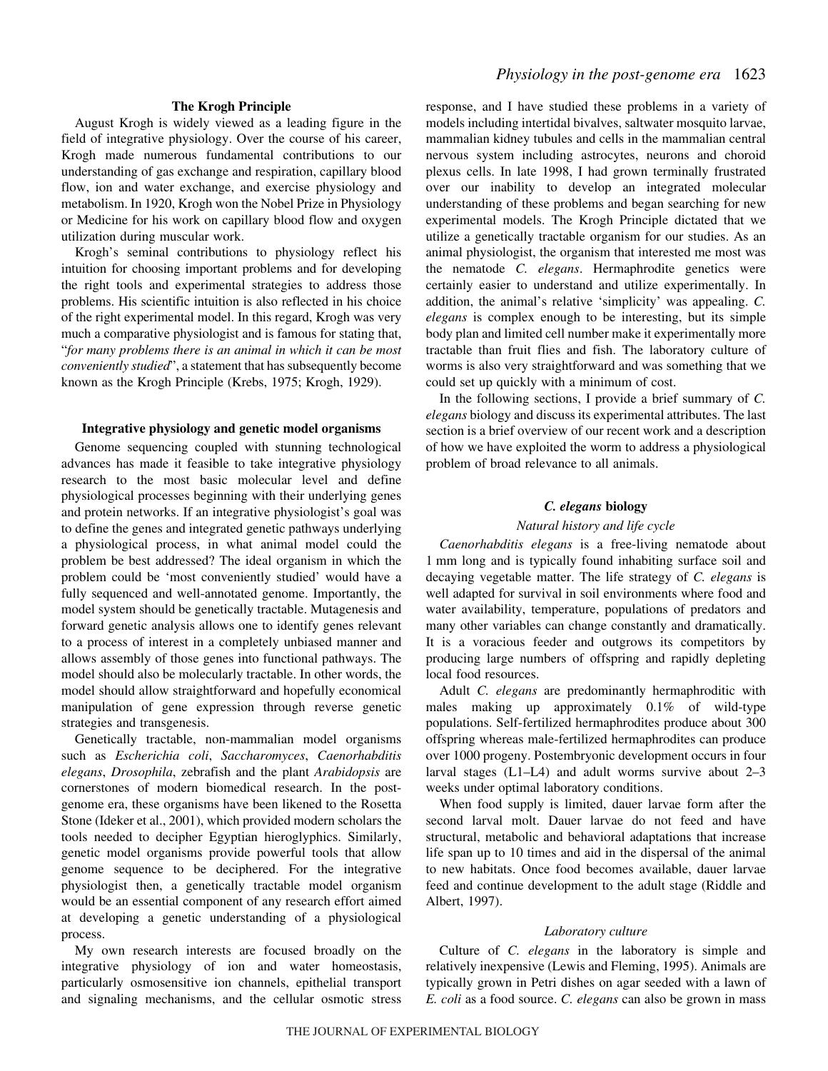### The Krogh Principle

August Krogh is widely viewed as a leading figure in the field of integrative physiology. Over the course of his career, Krogh made numerous fundamental contributions to our understanding of gas exchange and respiration, capillary blood flow, ion and water exchange, and exercise physiology and metabolism. In 1920, Krogh won the Nobel Prize in Physiology or Medicine for his work on capillary blood flow and oxygen utilization during muscular work.

Krogh's seminal contributions to physiology reflect his intuition for choosing important problems and for developing the right tools and experimental strategies to address those problems. His scientific intuition is also reflected in his choice of the right experimental model. In this regard, Krogh was very much a comparative physiologist and is famous for stating that, "*for many problems there is an animal in which it can be most conveniently studied*", a statement that has subsequently become known as the Krogh Principle (Krebs, 1975; Krogh, 1929).

### Integrative physiology and genetic model organisms

Genome sequencing coupled with stunning technological advances has made it feasible to take integrative physiology research to the most basic molecular level and define physiological processes beginning with their underlying genes and protein networks. If an integrative physiologist's goal was to define the genes and integrated genetic pathways underlying a physiological process, in what animal model could the problem be best addressed? The ideal organism in which the problem could be 'most conveniently studied' would have a fully sequenced and well-annotated genome. Importantly, the model system should be genetically tractable. Mutagenesis and forward genetic analysis allows one to identify genes relevant to a process of interest in a completely unbiased manner and allows assembly of those genes into functional pathways. The model should also be molecularly tractable. In other words, the model should allow straightforward and hopefully economical manipulation of gene expression through reverse genetic strategies and transgenesis.

Genetically tractable, non-mammalian model organisms such as *Escherichia coli*, *Saccharomyces*, *Caenorhabditis elegans*, *Drosophila*, zebrafish and the plant *Arabidopsis* are cornerstones of modern biomedical research. In the post-genome era, these organisms have been likened to the Rosetta Stone (Ideker et al., 2001), which provided modern scholars the tools needed to decipher Egyptian hieroglyphics. Similarly, genetic model organisms provide powerful tools that allow genome sequence to be deciphered. For the integrative physiologist then, a genetically tractable model organism would be an essential component of any research effort aimed at developing a genetic understanding of a physiological process.

My own research interests are focused broadly on the integrative physiology of ion and water homeostasis, particularly osmosensitive ion channels, epithelial transport and signaling mechanisms, and the cellular osmotic stress response, and I have studied these problems in a variety of models including intertidal bivalves, saltwater mosquito larvae, mammalian kidney tubules and cells in the mammalian central nervous system including astrocytes, neurons and choroid plexus cells. In late 1998, I had grown terminally frustrated over our inability to develop an integrated molecular understanding of these problems and began searching for new experimental models. The Krogh Principle dictated that we utilize a genetically tractable organism for our studies. As an animal physiologist, the organism that interested me most was the nematode *C. elegans*. Hermaphrodite genetics were certainly easier to understand and utilize experimentally. In addition, the animal's relative 'simplicity' was appealing. *C. elegans* is complex enough to be interesting, but its simple body plan and limited cell number make it experimentally more tractable than fruit flies and fish. The laboratory culture of worms is also very straightforward and was something that we could set up quickly with a minimum of cost.

In the following sections, I provide a brief summary of *C. elegans* biology and discuss its experimental attributes. The last section is a brief overview of our recent work and a description of how we have exploited the worm to address a physiological problem of broad relevance to all animals.

### *C. elegans* biology

#### *Natural history and life cycle*

*Caenorhabditis elegans* is a free-living nematode about 1 mm long and is typically found inhabiting surface soil and decaying vegetable matter. The life strategy of *C. elegans* is well adapted for survival in soil environments where food and water availability, temperature, populations of predators and many other variables can change constantly and dramatically. It is a voracious feeder and outgrows its competitors by producing large numbers of offspring and rapidly depleting local food resources.

Adult *C. elegans* are predominantly hermaphroditic with males making up approximately 0.1% of wild-type populations. Self-fertilized hermaphrodites produce about 300 offspring whereas male-fertilized hermaphrodites can produce over 1000 progeny. Postembryonic development occurs in four larval stages (L1–L4) and adult worms survive about 2–3 weeks under optimal laboratory conditions.

When food supply is limited, dauer larvae form after the second larval molt. Dauer larvae do not feed and have structural, metabolic and behavioral adaptations that increase life span up to 10 times and aid in the dispersal of the animal to new habitats. Once food becomes available, dauer larvae feed and continue development to the adult stage (Riddle and Albert, 1997).

#### *Laboratory culture*

Culture of *C. elegans* in the laboratory is simple and relatively inexpensive (Lewis and Fleming, 1995). Animals are typically grown in Petri dishes on agar seeded with a lawn of *E. coli* as a food source. *C. elegans* can also be grown in mass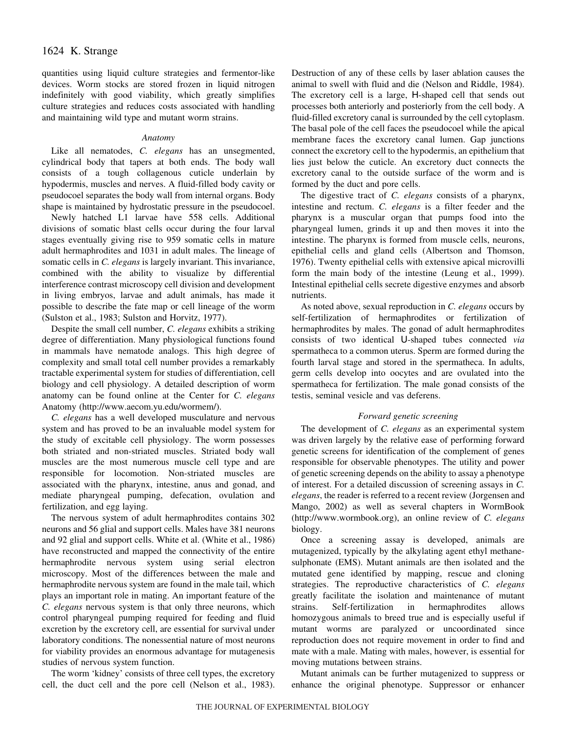quantities using liquid culture strategies and fermentor-like devices. Worm stocks are stored frozen in liquid nitrogen indefinitely with good viability, which greatly simplifies culture strategies and reduces costs associated with handling and maintaining wild type and mutant worm strains.

### *Anatomy*

Like all nematodes, *C. elegans* has an unsegmented, cylindrical body that tapers at both ends. The body wall consists of a tough collagenous cuticle underlain by hypodermis, muscles and nerves. A fluid-filled body cavity or pseudocoel separates the body wall from internal organs. Body shape is maintained by hydrostatic pressure in the pseudocoel.

Newly hatched L1 larvae have 558 cells. Additional divisions of somatic blast cells occur during the four larval stages eventually giving rise to 959 somatic cells in mature adult hermaphrodites and 1031 in adult males. The lineage of somatic cells in *C. elegans* is largely invariant. This invariance, combined with the ability to visualize by differential interference contrast microscopy cell division and development in living embryos, larvae and adult animals, has made it possible to describe the fate map or cell lineage of the worm (Sulston et al., 1983; Sulston and Horvitz, 1977).

Despite the small cell number, *C. elegans* exhibits a striking degree of differentiation. Many physiological functions found in mammals have nematode analogs. This high degree of complexity and small total cell number provides a remarkably tractable experimental system for studies of differentiation, cell biology and cell physiology. A detailed description of worm anatomy can be found online at the Center for *C. elegans* Anatomy (http://www.aecom.yu.edu/wormem/).

*C. elegans* has a well developed musculature and nervous system and has proved to be an invaluable model system for the study of excitable cell physiology. The worm possesses both striated and non-striated muscles. Striated body wall muscles are the most numerous muscle cell type and are responsible for locomotion. Non-striated muscles are associated with the pharynx, intestine, anus and gonad, and mediate pharyngeal pumping, defecation, ovulation and fertilization, and egg laying.

The nervous system of adult hermaphrodites contains 302 neurons and 56 glial and support cells. Males have 381 neurons and 92 glial and support cells. White et al. (White et al., 1986) have reconstructed and mapped the connectivity of the entire hermaphrodite nervous system using serial electron microscopy. Most of the differences between the male and hermaphrodite nervous system are found in the male tail, which plays an important role in mating. An important feature of the *C. elegans* nervous system is that only three neurons, which control pharyngeal pumping required for feeding and fluid excretion by the excretory cell, are essential for survival under laboratory conditions. The nonessential nature of most neurons for viability provides an enormous advantage for mutagenesis studies of nervous system function.

The worm 'kidney' consists of three cell types, the excretory cell, the duct cell and the pore cell (Nelson et al., 1983). Destruction of any of these cells by laser ablation causes the animal to swell with fluid and die (Nelson and Riddle, 1984). The excretory cell is a large, H-shaped cell that sends out processes both anteriorly and posteriorly from the cell body. A fluid-filled excretory canal is surrounded by the cell cytoplasm. The basal pole of the cell faces the pseudocoel while the apical membrane faces the excretory canal lumen. Gap junctions connect the excretory cell to the hypodermis, an epithelium that lies just below the cuticle. An excretory duct connects the excretory canal to the outside surface of the worm and is formed by the duct and pore cells.

The digestive tract of *C. elegans* consists of a pharynx, intestine and rectum. *C. elegans* is a filter feeder and the pharynx is a muscular organ that pumps food into the pharyngeal lumen, grinds it up and then moves it into the intestine. The pharynx is formed from muscle cells, neurons, epithelial cells and gland cells (Albertson and Thomson, 1976). Twenty epithelial cells with extensive apical microvilli form the main body of the intestine (Leung et al., 1999). Intestinal epithelial cells secrete digestive enzymes and absorb nutrients.

As noted above, sexual reproduction in *C. elegans* occurs by self-fertilization of hermaphrodites or fertilization of hermaphrodites by males. The gonad of adult hermaphrodites consists of two identical U-shaped tubes connected *via* spermatheca to a common uterus. Sperm are formed during the fourth larval stage and stored in the spermatheca. In adults, germ cells develop into oocytes and are ovulated into the spermatheca for fertilization. The male gonad consists of the testis, seminal vesicle and vas deferens.

### *Forward genetic screening*

The development of *C. elegans* as an experimental system was driven largely by the relative ease of performing forward genetic screens for identification of the complement of genes responsible for observable phenotypes. The utility and power of genetic screening depends on the ability to assay a phenotype of interest. For a detailed discussion of screening assays in *C. elegans*, the reader is referred to a recent review (Jorgensen and Mango, 2002) as well as several chapters in WormBook (http://www.wormbook.org), an online review of *C. elegans* biology.

Once a screening assay is developed, animals are mutagenized, typically by the alkylating agent ethyl methanesulphonate (EMS). Mutant animals are then isolated and the mutated gene identified by mapping, rescue and cloning strategies. The reproductive characteristics of *C. elegans* greatly facilitate the isolation and maintenance of mutant strains. Self-fertilization in hermaphrodites allows homozygous animals to breed true and is especially useful if mutant worms are paralyzed or uncoordinated since reproduction does not require movement in order to find and mate with a male. Mating with males, however, is essential for moving mutations between strains.

Mutant animals can be further mutagenized to suppress or enhance the original phenotype. Suppressor or enhancer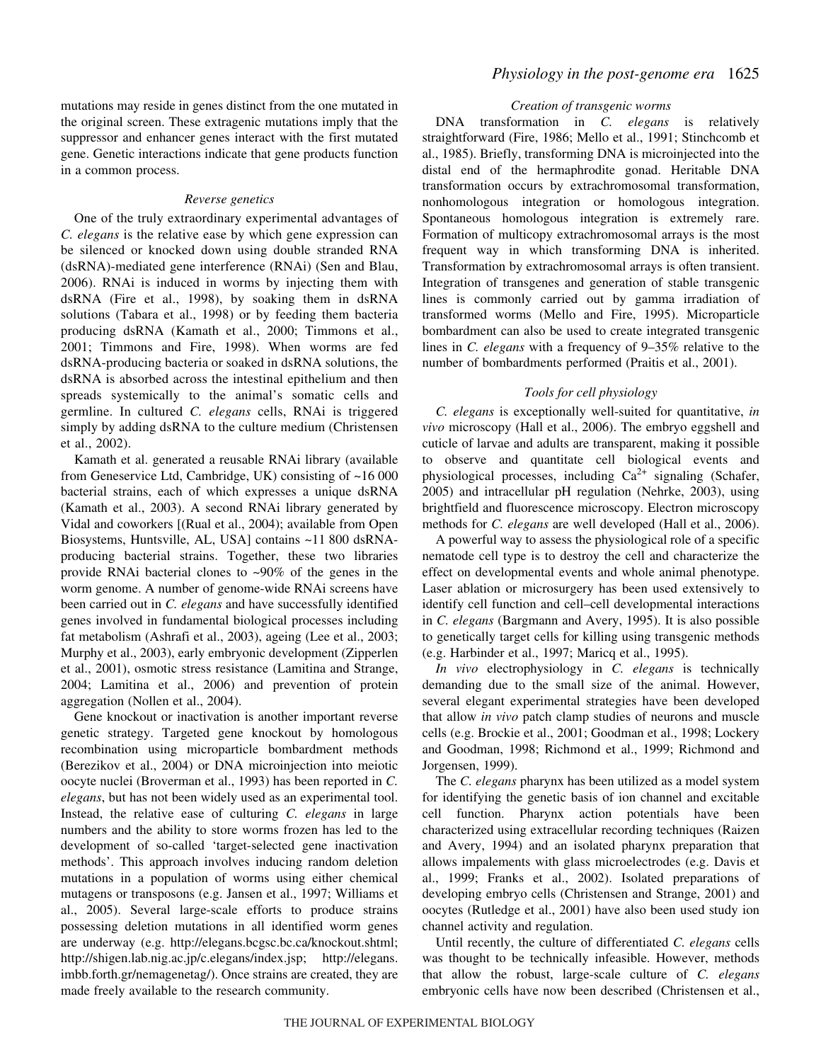mutations may reside in genes distinct from the one mutated in the original screen. These extragenic mutations imply that the suppressor and enhancer genes interact with the first mutated gene. Genetic interactions indicate that gene products function in a common process.

### *Reverse genetics*

One of the truly extraordinary experimental advantages of *C. elegans* is the relative ease by which gene expression can be silenced or knocked down using double stranded RNA (dsRNA)-mediated gene interference (RNAi) (Sen and Blau, 2006). RNAi is induced in worms by injecting them with dsRNA (Fire et al., 1998), by soaking them in dsRNA solutions (Tabara et al., 1998) or by feeding them bacteria producing dsRNA (Kamath et al., 2000; Timmons et al., 2001; Timmons and Fire, 1998). When worms are fed dsRNA-producing bacteria or soaked in dsRNA solutions, the dsRNA is absorbed across the intestinal epithelium and then spreads systemically to the animal's somatic cells and germline. In cultured *C. elegans* cells, RNAi is triggered simply by adding dsRNA to the culture medium (Christensen et al., 2002).

Kamath et al. generated a reusable RNAi library (available from Geneservice Ltd, Cambridge, UK) consisting of ~16 000 bacterial strains, each of which expresses a unique dsRNA (Kamath et al., 2003). A second RNAi library generated by Vidal and coworkers [(Rual et al., 2004); available from Open Biosystems, Huntsville, AL, USA] contains ~11 800 dsRNA-producing bacterial strains. Together, these two libraries provide RNAi bacterial clones to ~90% of the genes in the worm genome. A number of genome-wide RNAi screens have been carried out in *C. elegans* and have successfully identified genes involved in fundamental biological processes including fat metabolism (Ashrafi et al., 2003), ageing (Lee et al., 2003; Murphy et al., 2003), early embryonic development (Zipperlen et al., 2001), osmotic stress resistance (Lamitina and Strange, 2004; Lamitina et al., 2006) and prevention of protein aggregation (Nollen et al., 2004).

Gene knockout or inactivation is another important reverse genetic strategy. Targeted gene knockout by homologous recombination using microparticle bombardment methods (Berezikov et al., 2004) or DNA microinjection into meiotic oocyte nuclei (Broverman et al., 1993) has been reported in *C. elegans*, but has not been widely used as an experimental tool. Instead, the relative ease of culturing *C. elegans* in large numbers and the ability to store worms frozen has led to the development of so-called 'target-selected gene inactivation methods'. This approach involves inducing random deletion mutations in a population of worms using either chemical mutagens or transposons (e.g. Jansen et al., 1997; Williams et al., 2005). Several large-scale efforts to produce strains possessing deletion mutations in all identified worm genes are underway (e.g. http://elegans.bcgsc.bc.ca/knockout.shtml; http://shigen.lab.nig.ac.jp/c.elegans/index.jsp; http://elegans.imbb.forth.gr/nemagenetag/). Once strains are created, they are made freely available to the research community.

### *Creation of transgenic worms*

DNA transformation in *C. elegans* is relatively straightforward (Fire, 1986; Mello et al., 1991; Stinchcomb et al., 1985). Briefly, transforming DNA is microinjected into the distal end of the hermaphrodite gonad. Heritable DNA transformation occurs by extrachromosomal transformation, nonhomologous integration or homologous integration. Spontaneous homologous integration is extremely rare. Formation of multicopy extrachromosomal arrays is the most frequent way in which transforming DNA is inherited. Transformation by extrachromosomal arrays is often transient. Integration of transgenes and generation of stable transgenic lines is commonly carried out by gamma irradiation of transformed worms (Mello and Fire, 1995). Microparticle bombardment can also be used to create integrated transgenic lines in *C. elegans* with a frequency of 9–35% relative to the number of bombardments performed (Praitis et al., 2001).

### *Tools for cell physiology*

*C. elegans* is exceptionally well-suited for quantitative, *in vivo* microscopy (Hall et al., 2006). The embryo eggshell and cuticle of larvae and adults are transparent, making it possible to observe and quantitate cell biological events and physiological processes, including $Ca^{2+}$ signaling (Schafer, 2005) and intracellular pH regulation (Nehrke, 2003), using brightfield and fluorescence microscopy. Electron microscopy methods for *C. elegans* are well developed (Hall et al., 2006).

A powerful way to assess the physiological role of a specific nematode cell type is to destroy the cell and characterize the effect on developmental events and whole animal phenotype. Laser ablation or microsurgery has been used extensively to identify cell function and cell–cell developmental interactions in *C. elegans* (Bargmann and Avery, 1995). It is also possible to genetically target cells for killing using transgenic methods (e.g. Harbinder et al., 1997; Maricq et al., 1995).

*In vivo* electrophysiology in *C. elegans* is technically demanding due to the small size of the animal. However, several elegant experimental strategies have been developed that allow *in vivo* patch clamp studies of neurons and muscle cells (e.g. Brockie et al., 2001; Goodman et al., 1998; Lockery and Goodman, 1998; Richmond et al., 1999; Richmond and Jorgensen, 1999).

The *C. elegans* pharynx has been utilized as a model system for identifying the genetic basis of ion channel and excitable cell function. Pharynx action potentials have been characterized using extracellular recording techniques (Raizen and Avery, 1994) and an isolated pharynx preparation that allows impalements with glass microelectrodes (e.g. Davis et al., 1999; Franks et al., 2002). Isolated preparations of developing embryo cells (Christensen and Strange, 2001) and oocytes (Rutledge et al., 2001) have also been used study ion channel activity and regulation.

Until recently, the culture of differentiated *C. elegans* cells was thought to be technically infeasible. However, methods that allow the robust, large-scale culture of *C. elegans* embryonic cells have now been described (Christensen et al.,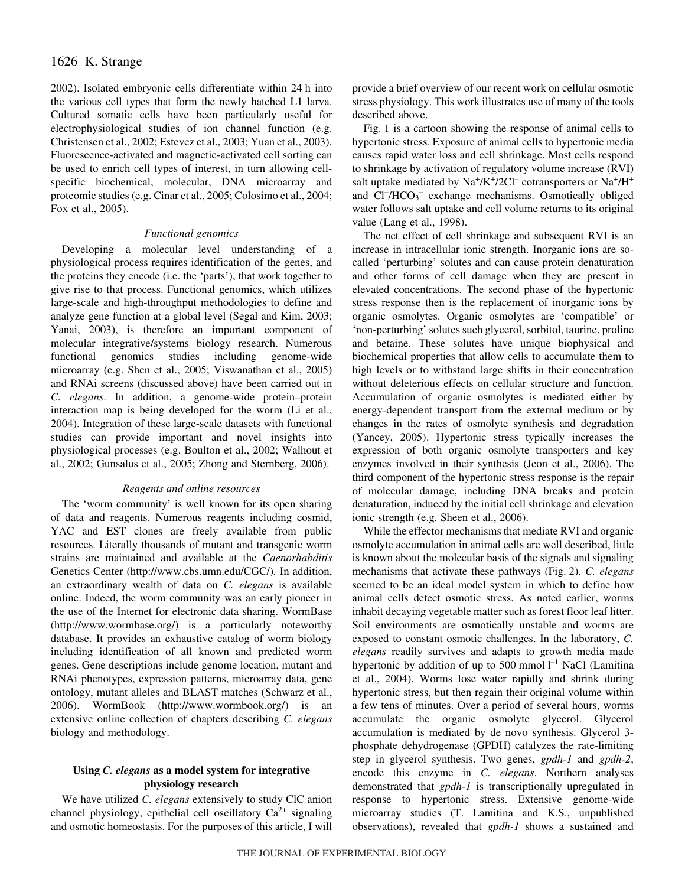2002). Isolated embryonic cells differentiate within 24 h into the various cell types that form the newly hatched L1 larva. Cultured somatic cells have been particularly useful for electrophysiological studies of ion channel function (e.g. Christensen et al., 2002; Estevez et al., 2003; Yuan et al., 2003). Fluorescence-activated and magnetic-activated cell sorting can be used to enrich cell types of interest, in turn allowing cell-specific biochemical, molecular, DNA microarray and proteomic studies (e.g. Cinar et al., 2005; Colosimo et al., 2004; Fox et al., 2005).

### *Functional genomics*

Developing a molecular level understanding of a physiological process requires identification of the genes, and the proteins they encode (i.e. the 'parts'), that work together to give rise to that process. Functional genomics, which utilizes large-scale and high-throughput methodologies to define and analyze gene function at a global level (Segal and Kim, 2003; Yanai, 2003), is therefore an important component of molecular integrative/systems biology research. Numerous functional genomics studies including genome-wide microarray (e.g. Shen et al., 2005; Viswanathan et al., 2005) and RNAi screens (discussed above) have been carried out in *C. elegans*. In addition, a genome-wide protein–protein interaction map is being developed for the worm (Li et al., 2004). Integration of these large-scale datasets with functional studies can provide important and novel insights into physiological processes (e.g. Boulton et al., 2002; Walhout et al., 2002; Gunsalus et al., 2005; Zhong and Sternberg, 2006).

### *Reagents and online resources*

The 'worm community' is well known for its open sharing of data and reagents. Numerous reagents including cosmid, YAC and EST clones are freely available from public resources. Literally thousands of mutant and transgenic worm strains are maintained and available at the *Caenorhabditis* Genetics Center (http://www.cbs.umn.edu/CGC/). In addition, an extraordinary wealth of data on *C. elegans* is available online. Indeed, the worm community was an early pioneer in the use of the Internet for electronic data sharing. WormBase (http://www.wormbase.org/) is a particularly noteworthy database. It provides an exhaustive catalog of worm biology including identification of all known and predicted worm genes. Gene descriptions include genome location, mutant and RNAi phenotypes, expression patterns, microarray data, gene ontology, mutant alleles and BLAST matches (Schwarz et al., 2006). WormBook (http://www.wormbook.org/) is an extensive online collection of chapters describing *C. elegans* biology and methodology.

## Using *C. elegans* as a model system for integrative physiology research

We have utilized *C. elegans* extensively to study ClC anion channel physiology, epithelial cell oscillatory $Ca^{2+}$ signaling and osmotic homeostasis. For the purposes of this article, I will provide a brief overview of our recent work on cellular osmotic stress physiology. This work illustrates use of many of the tools described above.

Fig. 1 is a cartoon showing the response of animal cells to hypertonic stress. Exposure of animal cells to hypertonic media causes rapid water loss and cell shrinkage. Most cells respond to shrinkage by activation of regulatory volume increase (RVI) salt uptake mediated by $Na^+/K^+/2Cl^-$ cotransporters or $Na^+/H^+$ and $Cl^-/HCO_3^-$ exchange mechanisms. Osmotically obliged water follows salt uptake and cell volume returns to its original value (Lang et al., 1998).

The net effect of cell shrinkage and subsequent RVI is an increase in intracellular ionic strength. Inorganic ions are so-called 'perturbing' solutes and can cause protein denaturation and other forms of cell damage when they are present in elevated concentrations. The second phase of the hypertonic stress response then is the replacement of inorganic ions by organic osmolytes. Organic osmolytes are 'compatible' or 'non-perturbing' solutes such glycerol, sorbitol, taurine, proline and betaine. These solutes have unique biophysical and biochemical properties that allow cells to accumulate them to high levels or to withstand large shifts in their concentration without deleterious effects on cellular structure and function. Accumulation of organic osmolytes is mediated either by energy-dependent transport from the external medium or by changes in the rates of osmolyte synthesis and degradation (Yancey, 2005). Hypertonic stress typically increases the expression of both organic osmolyte transporters and key enzymes involved in their synthesis (Jeon et al., 2006). The third component of the hypertonic stress response is the repair of molecular damage, including DNA breaks and protein denaturation, induced by the initial cell shrinkage and elevation ionic strength (e.g. Sheen et al., 2006).

While the effector mechanisms that mediate RVI and organic osmolyte accumulation in animal cells are well described, little is known about the molecular basis of the signals and signaling mechanisms that activate these pathways (Fig. 2). *C. elegans* seemed to be an ideal model system in which to define how animal cells detect osmotic stress. As noted earlier, worms inhabit decaying vegetable matter such as forest floor leaf litter. Soil environments are osmotically unstable and worms are exposed to constant osmotic challenges. In the laboratory, *C. elegans* readily survives and adapts to growth media made hypertonic by addition of up to 500 mmol $l^{-1}$ NaCl (Lamitina et al., 2004). Worms lose water rapidly and shrink during hypertonic stress, but then regain their original volume within a few tens of minutes. Over a period of several hours, worms accumulate the organic osmolyte glycerol. Glycerol accumulation is mediated by de novo synthesis. Glycerol 3-phosphate dehydrogenase (GPDH) catalyzes the rate-limiting step in glycerol synthesis. Two genes, *gpdh-1* and *gpdh-2*, encode this enzyme in *C. elegans*. Northern analyses demonstrated that *gpdh-1* is transcriptionally upregulated in response to hypertonic stress. Extensive genome-wide microarray studies (T. Lamitina and K.S., unpublished observations), revealed that *gpdh-1* shows a sustained and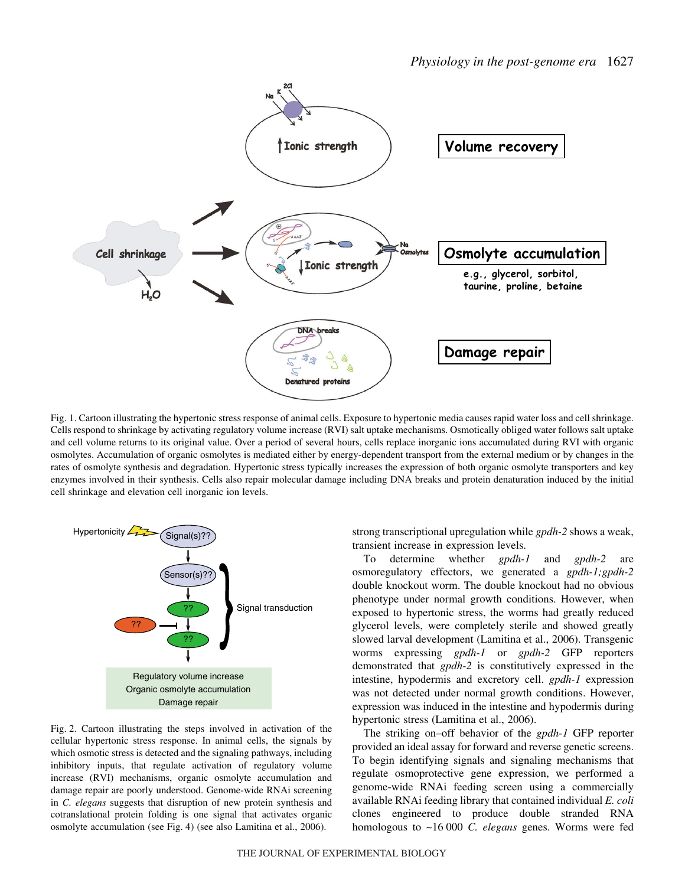Fig. 1. Cartoon illustrating the hypertonic stress response of animal cells. Exposure to hypertonic media causes rapid water loss and cell shrinkage. Cells respond to shrinkage by activating regulatory volume increase (RVI) salt uptake mechanisms. Osmotically obliged water follows salt uptake and cell volume returns to its original value. Over a period of several hours, cells replace inorganic ions accumulated during RVI with organic osmolytes. Accumulation of organic osmolytes is mediated either by energy-dependent transport from the external medium or by changes in the rates of osmolyte synthesis and degradation. Hypertonic stress typically increases the expression of both organic osmolyte transporters and key enzymes involved in their synthesis. Cells also repair molecular damage including DNA breaks and protein denaturation induced by the initial cell shrinkage and elevation cell inorganic ion levels.

Fig. 2. Cartoon illustrating the steps involved in activation of the cellular hypertonic stress response. In animal cells, the signals by which osmotic stress is detected and the signaling pathways, including inhibitory inputs, that regulate activation of regulatory volume increase (RVI) mechanisms, organic osmolyte accumulation and damage repair are poorly understood. Genome-wide RNAi screening in *C. elegans* suggests that disruption of new protein synthesis and cotranslational protein folding is one signal that activates organic osmolyte accumulation (see Fig. 4) (see also Lamitina et al., 2006).

strong transcriptional upregulation while *gpdh-2* shows a weak, transient increase in expression levels.

To determine whether *gpdh-1* and *gpdh-2* are osmoregulatory effectors, we generated a *gpdh-1;gpdh-2* double knockout worm. The double knockout had no obvious phenotype under normal growth conditions. However, when exposed to hypertonic stress, the worms had greatly reduced glycerol levels, were completely sterile and showed greatly slowed larval development (Lamitina et al., 2006). Transgenic worms expressing *gpdh-1* or *gpdh-2* GFP reporters demonstrated that *gpdh-2* is constitutively expressed in the intestine, hypodermis and excretory cell. *gpdh-1* expression was not detected under normal growth conditions. However, expression was induced in the intestine and hypodermis during hypertonic stress (Lamitina et al., 2006).

The striking on–off behavior of the *gpdh-1* GFP reporter provided an ideal assay for forward and reverse genetic screens. To begin identifying signals and signaling mechanisms that regulate osmoprotective gene expression, we performed a genome-wide RNAi feeding screen using a commercially available RNAi feeding library that contained individual *E. coli* clones engineered to produce double stranded RNA homologous to ~16 000 *C. elegans* genes. Worms were fed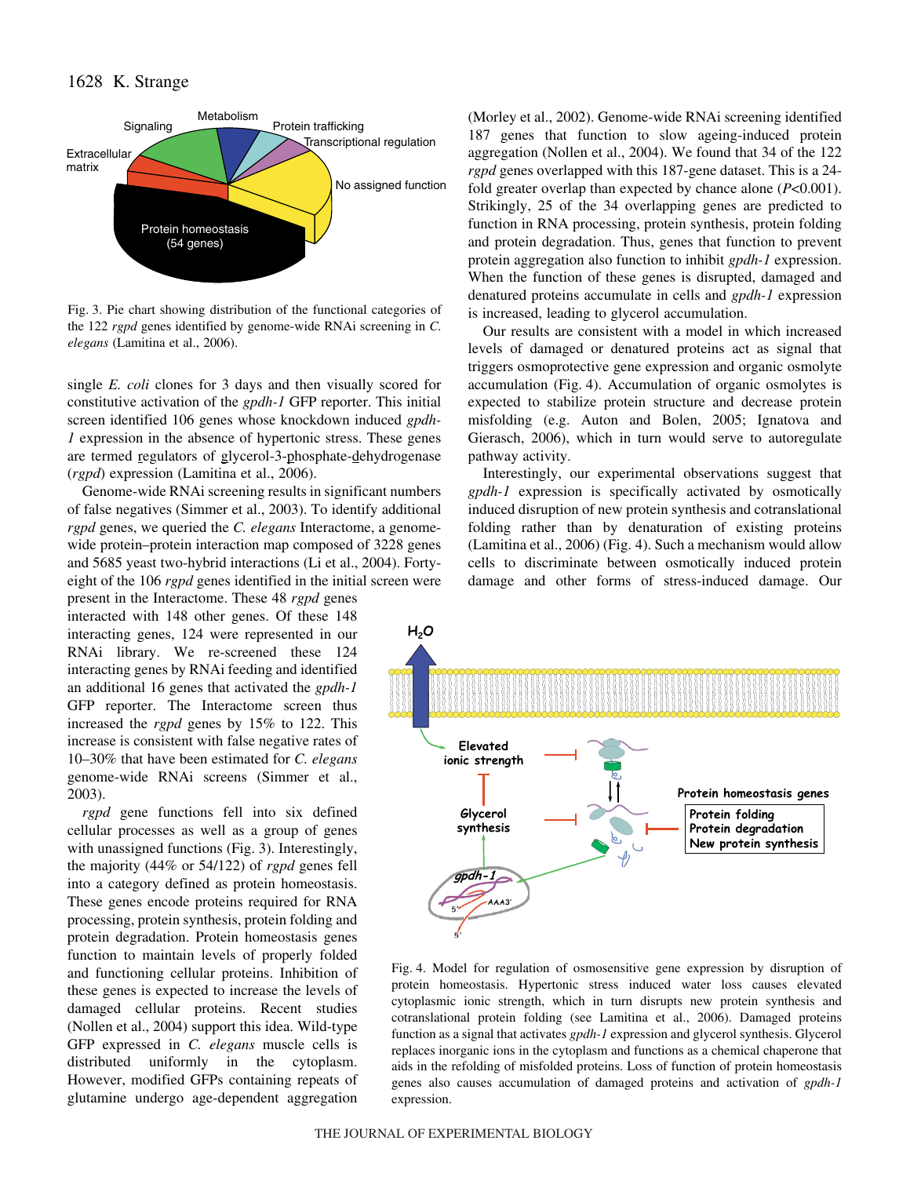Fig. 3. Pie chart showing distribution of the functional categories of the 122 *rgpd* genes identified by genome-wide RNAi screening in *C. elegans* (Lamitina et al., 2006).

single *E. coli* clones for 3 days and then visually scored for constitutive activation of the *gpdh-1* GFP reporter. This initial screen identified 106 genes whose knockdown induced *gpdh-1* expression in the absence of hypertonic stress. These genes are termed regulators of glycerol-3-phosphate-dehydrogenase (*rgpd*) expression (Lamitina et al., 2006).

Genome-wide RNAi screening results in significant numbers of false negatives (Simmer et al., 2003). To identify additional *rgpd* genes, we queried the *C. elegans* Interactome, a genome-wide protein–protein interaction map composed of 3228 genes and 5685 yeast two-hybrid interactions (Li et al., 2004). Forty-eight of the 106 *rgpd* genes identified in the initial screen were present in the Interactome. These 48 *rgpd* genes interacted with 148 other genes. Of these 148 interacting genes, 124 were represented in our RNAi library. We re-screened these 124 interacting genes by RNAi feeding and identified an additional 16 genes that activated the *gpdh-1* GFP reporter. The Interactome screen thus increased the *rgpd* genes by 15% to 122. This increase is consistent with false negative rates of 10–30% that have been estimated for *C. elegans* genome-wide RNAi screens (Simmer et al., 2003).

*rgpd* gene functions fell into six defined cellular processes as well as a group of genes with unassigned functions (Fig. 3). Interestingly, the majority (44% or 54/122) of *rgpd* genes fell into a category defined as protein homeostasis. These genes encode proteins required for RNA processing, protein synthesis, protein folding and protein degradation. Protein homeostasis genes function to maintain levels of properly folded and functioning cellular proteins. Inhibition of these genes is expected to increase the levels of damaged cellular proteins. Recent studies (Nollen et al., 2004) support this idea. Wild-type GFP expressed in *C. elegans* muscle cells is distributed uniformly in the cytoplasm. However, modified GFPs containing repeats of glutamine undergo age-dependent aggregation (Morley et al., 2002). Genome-wide RNAi screening identified 187 genes that function to slow ageing-induced protein aggregation (Nollen et al., 2004). We found that 34 of the 122 *rgpd* genes overlapped with this 187-gene dataset. This is a 24-fold greater overlap than expected by chance alone ($P<0.001$). Strikingly, 25 of the 34 overlapping genes are predicted to function in RNA processing, protein synthesis, protein folding and protein degradation. Thus, genes that function to prevent protein aggregation also function to inhibit *gpdh-1* expression. When the function of these genes is disrupted, damaged and denatured proteins accumulate in cells and *gpdh-1* expression is increased, leading to glycerol accumulation.

Our results are consistent with a model in which increased levels of damaged or denatured proteins act as signal that triggers osmoprotective gene expression and organic osmolyte accumulation (Fig. 4). Accumulation of organic osmolytes is expected to stabilize protein structure and decrease protein misfolding (e.g. Auton and Bolen, 2005; Ignatova and Gierasch, 2006), which in turn would serve to autoregulate pathway activity.

Interestingly, our experimental observations suggest that *gpdh-1* expression is specifically activated by osmotically induced disruption of new protein synthesis and cotranslational folding rather than by denaturation of existing proteins (Lamitina et al., 2006) (Fig. 4). Such a mechanism would allow cells to discriminate between osmotically induced protein damage and other forms of stress-induced damage. Our

Fig. 4. Model for regulation of osmosensitive gene expression by disruption of protein homeostasis. Hypertonic stress induced water loss causes elevated cytoplasmic ionic strength, which in turn disrupts new protein synthesis and cotranslational protein folding (see Lamitina et al., 2006). Damaged proteins function as a signal that activates *gpdh-1* expression and glycerol synthesis. Glycerol replaces inorganic ions in the cytoplasm and functions as a chemical chaperone that aids in the refolding of misfolded proteins. Loss of function of protein homeostasis genes also causes accumulation of damaged proteins and activation of *gpdh-1* expression.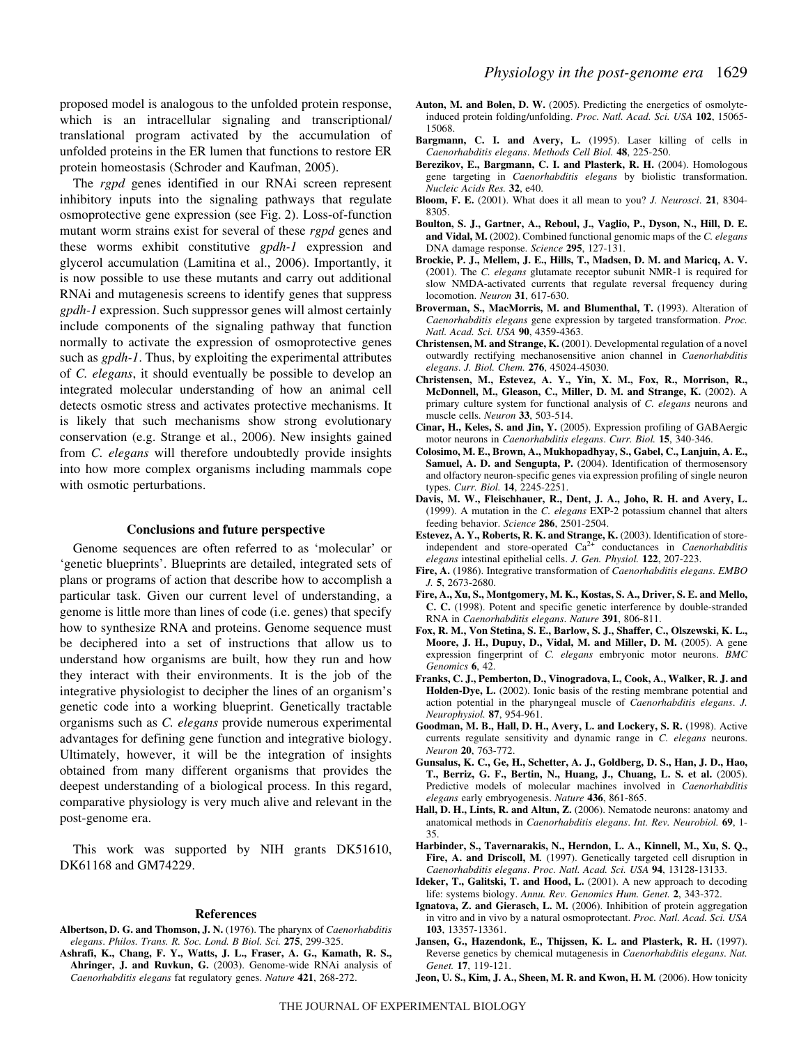proposed model is analogous to the unfolded protein response, which is an intracellular signaling and transcriptional/translational program activated by the accumulation of unfolded proteins in the ER lumen that functions to restore ER protein homeostasis (Schroder and Kaufman, 2005).

The *rgpd* genes identified in our RNAi screen represent inhibitory inputs into the signaling pathways that regulate osmoprotective gene expression (see Fig. 2). Loss-of-function mutant worm strains exist for several of these *rgpd* genes and these worms exhibit constitutive *gpdh-1* expression and glycerol accumulation (Lamitina et al., 2006). Importantly, it is now possible to use these mutants and carry out additional RNAi and mutagenesis screens to identify genes that suppress *gpdh-1* expression. Such suppressor genes will almost certainly include components of the signaling pathway that function normally to activate the expression of osmoprotective genes such as *gpdh-1*. Thus, by exploiting the experimental attributes of *C. elegans*, it should eventually be possible to develop an integrated molecular understanding of how an animal cell detects osmotic stress and activates protective mechanisms. It is likely that such mechanisms show strong evolutionary conservation (e.g. Strange et al., 2006). New insights gained from *C. elegans* will therefore undoubtedly provide insights into how more complex organisms including mammals cope with osmotic perturbations.

## Conclusions and future perspective

Genome sequences are often referred to as 'molecular' or 'genetic blueprints'. Blueprints are detailed, integrated sets of plans or programs of action that describe how to accomplish a particular task. Given our current level of understanding, a genome is little more than lines of code (i.e. genes) that specify how to synthesize RNA and proteins. Genome sequence must be deciphered into a set of instructions that allow us to understand how organisms are built, how they run and how they interact with their environments. It is the job of the integrative physiologist to decipher the lines of an organism's genetic code into a working blueprint. Genetically tractable organisms such as *C. elegans* provide numerous experimental advantages for defining gene function and integrative biology. Ultimately, however, it will be the integration of insights obtained from many different organisms that provides the deepest understanding of a biological process. In this regard, comparative physiology is very much alive and relevant in the post-genome era.

This work was supported by NIH grants DK51610, DK61168 and GM74229.

## References

**Albertson, D. G. and Thomson, J. N.** (1976). The pharynx of *Caenorhabditis elegans*. *Philos. Trans. R. Soc. Lond. B Biol. Sci.* **275**, 299-325.

**Ashrafi, K., Chang, F. Y., Watts, J. L., Fraser, A. G., Kamath, R. S., Ahringer, J. and Ruvkun, G.** (2003). Genome-wide RNAi analysis of *Caenorhabditis elegans* fat regulatory genes. *Nature* **421**, 268-272.

**Auton, M. and Bolen, D. W.** (2005). Predicting the energetics of osmolyte-induced protein folding/unfolding. *Proc. Natl. Acad. Sci. USA* **102**, 15065-15068.

**Bargmann, C. I. and Avery, L.** (1995). Laser killing of cells in *Caenorhabditis elegans*. *Methods Cell Biol.* **48**, 225-250.

**Berezikov, E., Bargmann, C. I. and Plasterk, R. H.** (2004). Homologous gene targeting in *Caenorhabditis elegans* by biolistic transformation. *Nucleic Acids Res.* **32**, e40.

**Bloom, F. E.** (2001). What does it all mean to you? *J. Neurosci*. **21**, 8304-8305.

**Boulton, S. J., Gartner, A., Reboul, J., Vaglio, P., Dyson, N., Hill, D. E. and Vidal, M.** (2002). Combined functional genomic maps of the *C. elegans* DNA damage response. *Science* **295**, 127-131.

**Brockie, P. J., Mellem, J. E., Hills, T., Madsen, D. M. and Maricq, A. V.** (2001). The *C. elegans* glutamate receptor subunit NMR-1 is required for slow NMDA-activated currents that regulate reversal frequency during locomotion. *Neuron* **31**, 617-630.

**Broverman, S., MacMorris, M. and Blumenthal, T.** (1993). Alteration of *Caenorhabditis elegans* gene expression by targeted transformation. *Proc. Natl. Acad. Sci. USA* **90**, 4359-4363.

**Christensen, M. and Strange, K.** (2001). Developmental regulation of a novel outwardly rectifying mechanosensitive anion channel in *Caenorhabditis elegans*. *J. Biol. Chem.* **276**, 45024-45030.

**Christensen, M., Estevez, A. Y., Yin, X. M., Fox, R., Morrison, R., McDonnell, M., Gleason, C., Miller, D. M. and Strange, K.** (2002). A primary culture system for functional analysis of *C. elegans* neurons and muscle cells. *Neuron* **33**, 503-514.

**Cinar, H., Keles, S. and Jin, Y.** (2005). Expression profiling of GABAergic motor neurons in *Caenorhabditis elegans*. *Curr. Biol.* **15**, 340-346.

**Colosimo, M. E., Brown, A., Mukhopadhyay, S., Gabel, C., Lanjuin, A. E., Samuel, A. D. and Sengupta, P.** (2004). Identification of thermosensory and olfactory neuron-specific genes via expression profiling of single neuron types. *Curr. Biol.* **14**, 2245-2251.

**Davis, M. W., Fleischhauer, R., Dent, J. A., Joho, R. H. and Avery, L.** (1999). A mutation in the *C. elegans* EXP-2 potassium channel that alters feeding behavior. *Science* **286**, 2501-2504.

**Estevez, A. Y., Roberts, R. K. and Strange, K.** (2003). Identification of store-independent and store-operated $Ca^{2+}$ conductances in *Caenorhabditis elegans* intestinal epithelial cells. *J. Gen. Physiol.* **122**, 207-223.

**Fire, A.** (1986). Integrative transformation of *Caenorhabditis elegans*. *EMBO J.* **5**, 2673-2680.

**Fire, A., Xu, S., Montgomery, M. K., Kostas, S. A., Driver, S. E. and Mello, C. C.** (1998). Potent and specific genetic interference by double-stranded RNA in *Caenorhabditis elegans*. *Nature* **391**, 806-811.

**Fox, R. M., Von Stetina, S. E., Barlow, S. J., Shaffer, C., Olszewski, K. L., Moore, J. H., Dupuy, D., Vidal, M. and Miller, D. M.** (2005). A gene expression fingerprint of *C. elegans* embryonic motor neurons. *BMC Genomics* **6**, 42.

**Franks, C. J., Pemberton, D., Vinogradova, I., Cook, A., Walker, R. J. and Holden-Dye, L.** (2002). Ionic basis of the resting membrane potential and action potential in the pharyngeal muscle of *Caenorhabditis elegans*. *J. Neurophysiol.* **87**, 954-961.

**Goodman, M. B., Hall, D. H., Avery, L. and Lockery, S. R.** (1998). Active currents regulate sensitivity and dynamic range in *C. elegans* neurons. *Neuron* **20**, 763-772.

**Gunsalus, K. C., Ge, H., Schetter, A. J., Goldberg, D. S., Han, J. D., Hao, T., Berriz, G. F., Bertin, N., Huang, J., Chuang, L. S. et al.** (2005). Predictive models of molecular machines involved in *Caenorhabditis elegans* early embryogenesis. *Nature* **436**, 861-865.

**Hall, D. H., Lints, R. and Altun, Z.** (2006). Nematode neurons: anatomy and anatomical methods in *Caenorhabditis elegans*. *Int. Rev. Neurobiol.* **69**, 1-35.

**Harbinder, S., Tavernarakis, N., Herndon, L. A., Kinnell, M., Xu, S. Q., Fire, A. and Driscoll, M.** (1997). Genetically targeted cell disruption in *Caenorhabditis elegans*. *Proc. Natl. Acad. Sci. USA* **94**, 13128-13133.

**Ideker, T., Galitski, T. and Hood, L.** (2001). A new approach to decoding life: systems biology. *Annu. Rev. Genomics Hum. Genet.* **2**, 343-372.

**Ignatova, Z. and Gierasch, L. M.** (2006). Inhibition of protein aggregation in vitro and in vivo by a natural osmoprotectant. *Proc. Natl. Acad. Sci. USA* **103**, 13357-13361.

**Jansen, G., Hazendonk, E., Thijssen, K. L. and Plasterk, R. H.** (1997). Reverse genetics by chemical mutagenesis in *Caenorhabditis elegans*. *Nat. Genet.* **17**, 119-121.

**Jeon, U. S., Kim, J. A., Sheen, M. R. and Kwon, H. M.** (2006). How tonicity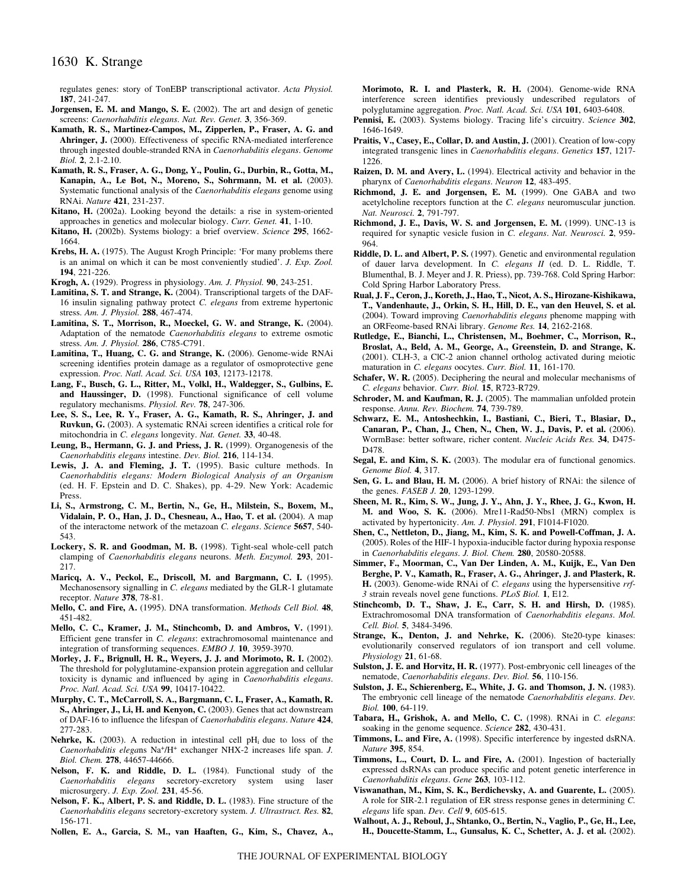regulates genes: story of TonEBP transcriptional activator. *Acta Physiol.* **187**, 241-247.

**Jorgensen, E. M. and Mango, S. E.** (2002). The art and design of genetic screens: *Caenorhabditis elegans*. *Nat. Rev. Genet.* **3**, 356-369.

**Kamath, R. S., Martinez-Campos, M., Zipperlen, P., Fraser, A. G. and Ahringer, J.** (2000). Effectiveness of specific RNA-mediated interference through ingested double-stranded RNA in *Caenorhabditis elegans*. *Genome Biol.* **2**, 2.1-2.10.

**Kamath, R. S., Fraser, A. G., Dong, Y., Poulin, G., Durbin, R., Gotta, M., Kanapin, A., Le Bot, N., Moreno, S., Sohrmann, M. et al.** (2003). Systematic functional analysis of the *Caenorhabditis elegans* genome using RNAi. *Nature* **421**, 231-237.

**Kitano, H.** (2002a). Looking beyond the details: a rise in system-oriented approaches in genetics and molecular biology. *Curr. Genet.* **41**, 1-10.

**Kitano, H.** (2002b). Systems biology: a brief overview. *Science* **295**, 1662-1664.

**Krebs, H. A.** (1975). The August Krogh Principle: 'For many problems there is an animal on which it can be most conveniently studied'. *J. Exp. Zool.* **194**, 221-226.

**Krogh, A.** (1929). Progress in physiology. *Am. J. Physiol.* **90**, 243-251.

**Lamitina, S. T. and Strange, K.** (2004). Transcriptional targets of the DAF-16 insulin signaling pathway protect *C. elegans* from extreme hypertonic stress. *Am. J. Physiol.* **288**, 467-474.

**Lamitina, S. T., Morrison, R., Moeckel, G. W. and Strange, K.** (2004). Adaptation of the nematode *Caenorhabditis elegans* to extreme osmotic stress. *Am. J. Physiol.* **286**, C785-C791.

**Lamitina, T., Huang, C. G. and Strange, K.** (2006). Genome-wide RNAi screening identifies protein damage as a regulator of osmoprotective gene expression. *Proc. Natl. Acad. Sci. USA* **103**, 12173-12178.

**Lang, F., Busch, G. L., Ritter, M., Volkl, H., Waldegger, S., Gulbins, E. and Haussinger, D.** (1998). Functional significance of cell volume regulatory mechanisms. *Physiol. Rev.* **78**, 247-306.

**Lee, S. S., Lee, R. Y., Fraser, A. G., Kamath, R. S., Ahringer, J. and Ruvkun, G.** (2003). A systematic RNAi screen identifies a critical role for mitochondria in *C. elegans* longevity. *Nat. Genet.* **33**, 40-48.

**Leung, B., Hermann, G. J. and Priess, J. R.** (1999). Organogenesis of the *Caenorhabditis elegans* intestine. *Dev. Biol.* **216**, 114-134.

**Lewis, J. A. and Fleming, J. T.** (1995). Basic culture methods. In *Caenorhabditis elegans: Modern Biological Analysis of an Organism* (ed. H. F. Epstein and D. C. Shakes), pp. 4-29. New York: Academic Press.

**Li, S., Armstrong, C. M., Bertin, N., Ge, H., Milstein, S., Boxem, M., Vidalain, P. O., Han, J. D., Chesneau, A., Hao, T. et al.** (2004). A map of the interactome network of the metazoan *C. elegans*. *Science* **5657**, 540-543.

**Lockery, S. R. and Goodman, M. B.** (1998). Tight-seal whole-cell patch clamping of *Caenorhabditis elegans* neurons. *Meth. Enzymol.* **293**, 201-217.

**Maricq, A. V., Peckol, E., Driscoll, M. and Bargmann, C. I.** (1995). Mechanosensory signalling in *C. elegans* mediated by the GLR-1 glutamate receptor. *Nature* **378**, 78-81.

**Mello, C. and Fire, A.** (1995). DNA transformation. *Methods Cell Biol.* **48**, 451-482.

**Mello, C. C., Kramer, J. M., Stinchcomb, D. and Ambros, V.** (1991). Efficient gene transfer in *C. elegans*: extrachromosomal maintenance and integration of transforming sequences. *EMBO J.* **10**, 3959-3970.

**Morley, J. F., Brignull, H. R., Weyers, J. J. and Morimoto, R. I.** (2002). The threshold for polyglutamine-expansion protein aggregation and cellular toxicity is dynamic and influenced by aging in *Caenorhabditis elegans*. *Proc. Natl. Acad. Sci. USA* **99**, 10417-10422.

**Murphy, C. T., McCarroll, S. A., Bargmann, C. I., Fraser, A., Kamath, R. S., Ahringer, J., Li, H. and Kenyon, C.** (2003). Genes that act downstream of DAF-16 to influence the lifespan of *Caenorhabditis elegans*. *Nature* **424**, 277-283.

**Nehrke, K.** (2003). A reduction in intestinal cell $pH_i$ due to loss of the *Caenorhabditis elegans* $Na^+/H^+$ exchanger NHX-2 increases life span. *J. Biol. Chem.* **278**, 44657-44666.

**Nelson, F. K. and Riddle, D. L.** (1984). Functional study of the *Caenorhabditis elegans* secretory-excretory system using laser microsurgery. *J. Exp. Zool.* **231**, 45-56.

**Nelson, F. K., Albert, P. S. and Riddle, D. L.** (1983). Fine structure of the *Caenorhabditis elegans* secretory-excretory system. *J. Ultrastruct. Res.* **82**, 156-171.

**Nollen, E. A., Garcia, S. M., van Haaften, G., Kim, S., Chavez, A., Morimoto, R. I. and Plasterk, R. H.** (2004). Genome-wide RNA interference screen identifies previously undescribed regulators of polyglutamine aggregation. *Proc. Natl. Acad. Sci. USA* **101**, 6403-6408.

**Pennisi, E.** (2003). Systems biology. Tracing life's circuitry. *Science* **302**, 1646-1649.

**Praitis, V., Casey, E., Collar, D. and Austin, J.** (2001). Creation of low-copy integrated transgenic lines in *Caenorhabditis elegans*. *Genetics* **157**, 1217-1226.

**Raizen, D. M. and Avery, L.** (1994). Electrical activity and behavior in the pharynx of *Caenorhabditis elegans*. *Neuron* **12**, 483-495.

**Richmond, J. E. and Jorgensen, E. M.** (1999). One GABA and two acetylcholine receptors function at the *C. elegans* neuromuscular junction. *Nat. Neurosci.* **2**, 791-797.

**Richmond, J. E., Davis, W. S. and Jorgensen, E. M.** (1999). UNC-13 is required for synaptic vesicle fusion in *C. elegans*. *Nat. Neurosci.* **2**, 959-964.

**Riddle, D. L. and Albert, P. S.** (1997). Genetic and environmental regulation of dauer larva development. In *C. elegans II* (ed. D. L. Riddle, T. Blumenthal, B. J. Meyer and J. R. Priess), pp. 739-768. Cold Spring Harbor: Cold Spring Harbor Laboratory Press.

**Rual, J. F., Ceron, J., Koreth, J., Hao, T., Nicot, A. S., Hirozane-Kishikawa, T., Vandenhaute, J., Orkin, S. H., Hill, D. E., van den Heuvel, S. et al.** (2004). Toward improving *Caenorhabditis elegans* phenome mapping with an ORFeome-based RNAi library. *Genome Res.* **14**, 2162-2168.

**Rutledge, E., Bianchi, L., Christensen, M., Boehmer, C., Morrison, R., Broslat, A., Beld, A. M., George, A., Greenstein, D. and Strange, K.** (2001). CLH-3, a ClC-2 anion channel ortholog activated during meiotic maturation in *C. elegans* oocytes. *Curr. Biol.* **11**, 161-170.

**Schafer, W. R.** (2005). Deciphering the neural and molecular mechanisms of *C. elegans* behavior. *Curr. Biol.* **15**, R723-R729.

**Schroder, M. and Kaufman, R. J.** (2005). The mammalian unfolded protein response. *Annu. Rev. Biochem.* **74**, 739-789.

**Schwarz, E. M., Antoshechkin, I., Bastiani, C., Bieri, T., Blasiar, D., Canaran, P., Chan, J., Chen, N., Chen, W. J., Davis, P. et al.** (2006). WormBase: better software, richer content. *Nucleic Acids Res.* **34**, D475-D478.

**Segal, E. and Kim, S. K.** (2003). The modular era of functional genomics. *Genome Biol.* **4**, 317.

**Sen, G. L. and Blau, H. M.** (2006). A brief history of RNAi: the silence of the genes. *FASEB J.* **20**, 1293-1299.

**Sheen, M. R., Kim, S. W., Jung, J. Y., Ahn, J. Y., Rhee, J. G., Kwon, H. M. and Woo, S. K.** (2006). Mre11-Rad50-Nbs1 (MRN) complex is activated by hypertonicity. *Am. J. Physiol.* **291**, F1014-F1020.

**Shen, C., Nettleton, D., Jiang, M., Kim, S. K. and Powell-Coffman, J. A.** (2005). Roles of the HIF-1 hypoxia-inducible factor during hypoxia response in *Caenorhabditis elegans*. *J. Biol. Chem.* **280**, 20580-20588.

**Simmer, F., Moorman, C., Van Der Linden, A. M., Kuijk, E., Van Den Berghe, P. V., Kamath, R., Fraser, A. G., Ahringer, J. and Plasterk, R. H.** (2003). Genome-wide RNAi of *C. elegans* using the hypersensitive *rrf-3* strain reveals novel gene functions. *PLoS Biol.* **1**, E12.

**Stinchcomb, D. T., Shaw, J. E., Carr, S. H. and Hirsh, D.** (1985). Extrachromosomal DNA transformation of *Caenorhabditis elegans*. *Mol. Cell. Biol.* **5**, 3484-3496.

**Strange, K., Denton, J. and Nehrke, K.** (2006). Ste20-type kinases: evolutionarily conserved regulators of ion transport and cell volume. *Physiology* **21**, 61-68.

**Sulston, J. E. and Horvitz, H. R.** (1977). Post-embryonic cell lineages of the nematode, *Caenorhabditis elegans*. *Dev. Biol.* **56**, 110-156.

**Sulston, J. E., Schierenberg, E., White, J. G. and Thomson, J. N.** (1983). The embryonic cell lineage of the nematode *Caenorhabditis elegans*. *Dev. Biol.* **100**, 64-119.

**Tabara, H., Grishok, A. and Mello, C. C.** (1998). RNAi in *C. elegans*: soaking in the genome sequence. *Science* **282**, 430-431.

**Timmons, L. and Fire, A.** (1998). Specific interference by ingested dsRNA. *Nature* **395**, 854.

**Timmons, L., Court, D. L. and Fire, A.** (2001). Ingestion of bacterially expressed dsRNAs can produce specific and potent genetic interference in *Caenorhabditis elegans*. *Gene* **263**, 103-112.

**Viswanathan, M., Kim, S. K., Berdichevsky, A. and Guarente, L.** (2005). A role for SIR-2.1 regulation of ER stress response genes in determining *C. elegans* life span. *Dev. Cell* **9**, 605-615.

**Walhout, A. J., Reboul, J., Shtanko, O., Bertin, N., Vaglio, P., Ge, H., Lee, H., Doucette-Stamm, L., Gunsalus, K. C., Schetter, A. J. et al.** (2002).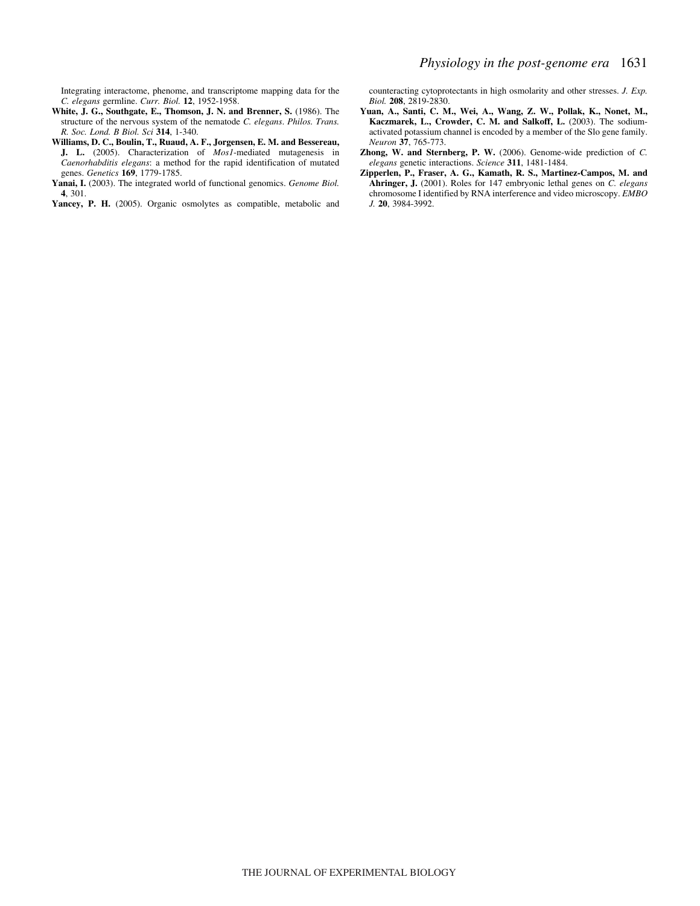Integrating interactome, phenome, and transcriptome mapping data for the *C. elegans* germline. *Curr. Biol.* **12**, 1952-1958.

**White, J. G., Southgate, E., Thomson, J. N. and Brenner, S.** (1986). The structure of the nervous system of the nematode *C. elegans*. *Philos. Trans. R. Soc. Lond. B Biol. Sci* **314**, 1-340.

**Williams, D. C., Boulin, T., Ruaud, A. F., Jorgensen, E. M. and Bessereau, J. L.** (2005). Characterization of *Mos1*-mediated mutagenesis in *Caenorhabditis elegans*: a method for the rapid identification of mutated genes. *Genetics* **169**, 1779-1785.

**Yanai, I.** (2003). The integrated world of functional genomics. *Genome Biol.* **4**, 301.

**Yancey, P. H.** (2005). Organic osmolytes as compatible, metabolic and counteracting cytoprotectants in high osmolarity and other stresses. *J. Exp. Biol.* **208**, 2819-2830.

**Yuan, A., Santi, C. M., Wei, A., Wang, Z. W., Pollak, K., Nonet, M., Kaczmarek, L., Crowder, C. M. and Salkoff, L.** (2003). The sodium-activated potassium channel is encoded by a member of the Slo gene family. *Neuron* **37**, 765-773.

**Zhong, W. and Sternberg, P. W.** (2006). Genome-wide prediction of *C. elegans* genetic interactions. *Science* **311**, 1481-1484.

**Zipperlen, P., Fraser, A. G., Kamath, R. S., Martinez-Campos, M. and Ahringer, J.** (2001). Roles for 147 embryonic lethal genes on *C. elegans* chromosome I identified by RNA interference and video microscopy. *EMBO J.* **20**, 3984-3992.